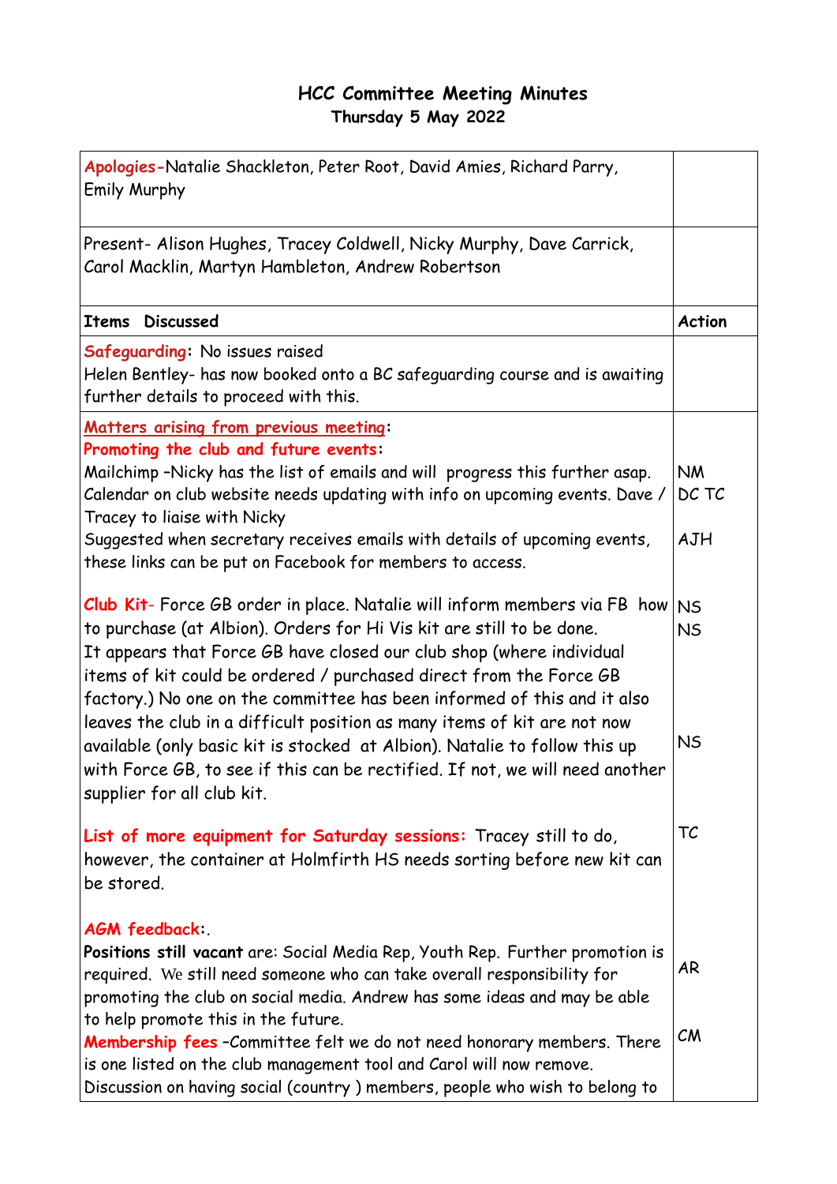# HCC Committee Meeting Minutes

**Thursday 5 May 2022**

| Items Discussed | Action |
|---|---|
| **Apologies**-Natalie Shackleton, Peter Root, David Amies, Richard Parry, Emily Murphy | |
| Present- Alison Hughes, Tracey Coldwell, Nicky Murphy, Dave Carrick, Carol Macklin, Martyn Hambleton, Andrew Robertson | |
| **Items Discussed** | **Action** |
| **Safeguarding**: No issues raised<br>Helen Bentley- has now booked onto a BC safeguarding course and is awaiting further details to proceed with this. | |
| **Matters arising from previous meeting**:<br>**Promoting the club and future events**:<br>Mailchimp –Nicky has the list of emails and will progress this further asap.<br>Calendar on club website needs updating with info on upcoming events. Dave / Tracey to liaise with Nicky<br>Suggested when secretary receives emails with details of upcoming events, these links can be put on Facebook for members to access.<br><br>**Club Kit**- Force GB order in place. Natalie will inform members via FB how to purchase (at Albion). Orders for Hi Vis kit are still to be done.<br>It appears that Force GB have closed our club shop (where individual items of kit could be ordered / purchased direct from the Force GB factory.) No one on the committee has been informed of this and it also leaves the club in a difficult position as many items of kit are not now available (only basic kit is stocked at Albion). Natalie to follow this up with Force GB, to see if this can be rectified. If not, we will need another supplier for all club kit.<br><br>**List of more equipment for Saturday sessions:** Tracey still to do, however, the container at Holmfirth HS needs sorting before new kit can be stored.<br><br>**AGM feedback**:.<br>**Positions still vacant** are: Social Media Rep, Youth Rep. Further promotion is required. We still need someone who can take overall responsibility for promoting the club on social media. Andrew has some ideas and may be able to help promote this in the future.<br>**Membership fees** –Committee felt we do not need honorary members. There is one listed on the club management tool and Carol will now remove.<br>Discussion on having social (country ) members, people who wish to belong to | NM<br>DC TC<br>AJH<br><br>NS<br>NS<br><br>NS<br><br>TC<br><br>AR<br><br>CM |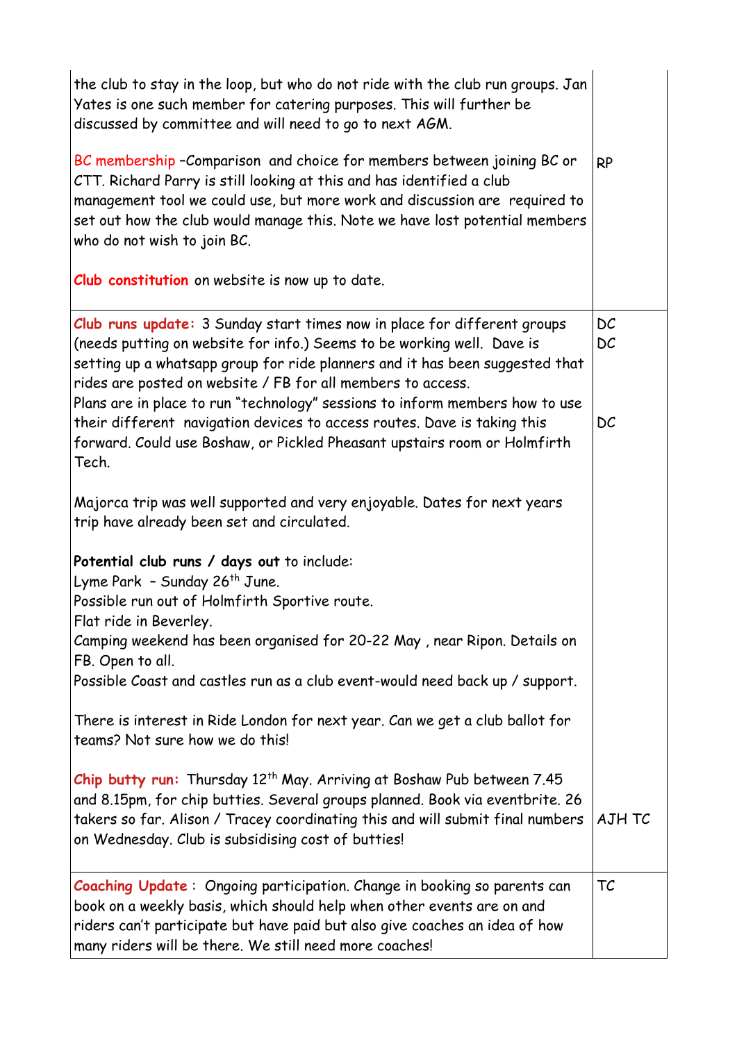| | |
|---|---|
| the club to stay in the loop, but who do not ride with the club run groups. Jan Yates is one such member for catering purposes. This will further be discussed by committee and will need to go to next AGM.<br><br>BC membership –Comparison and choice for members between joining BC or CTT. Richard Parry is still looking at this and has identified a club management tool we could use, but more work and discussion are required to set out how the club would manage this. Note we have lost potential members who do not wish to join BC.<br><br>**Club constitution** on website is now up to date. | <br><br><br><br>RP |
| **Club runs update:** 3 Sunday start times now in place for different groups (needs putting on website for info.) Seems to be working well. Dave is setting up a whatsapp group for ride planners and it has been suggested that rides are posted on website / FB for all members to access.<br>Plans are in place to run "technology" sessions to inform members how to use their different navigation devices to access routes. Dave is taking this forward. Could use Boshaw, or Pickled Pheasant upstairs room or Holmfirth Tech.<br><br>Majorca trip was well supported and very enjoyable. Dates for next years trip have already been set and circulated.<br><br>**Potential club runs / days out** to include:<br>Lyme Park – Sunday 26th June.<br>Possible run out of Holmfirth Sportive route.<br>Flat ride in Beverley.<br>Camping weekend has been organised for 20-22 May , near Ripon. Details on FB. Open to all.<br>Possible Coast and castles run as a club event-would need back up / support.<br><br>There is interest in Ride London for next year. Can we get a club ballot for teams? Not sure how we do this!<br><br>**Chip butty run:** Thursday 12th May. Arriving at Boshaw Pub between 7.45 and 8.15pm, for chip butties. Several groups planned. Book via eventbrite. 26 takers so far. Alison / Tracey coordinating this and will submit final numbers on Wednesday. Club is subsidising cost of butties! | DC<br>DC<br><br><br><br>DC<br><br><br><br><br><br><br><br><br><br><br><br><br><br><br><br><br><br>AJH TC |
| **Coaching Update** : Ongoing participation. Change in booking so parents can book on a weekly basis, which should help when other events are on and riders can't participate but have paid but also give coaches an idea of how many riders will be there. We still need more coaches! | TC |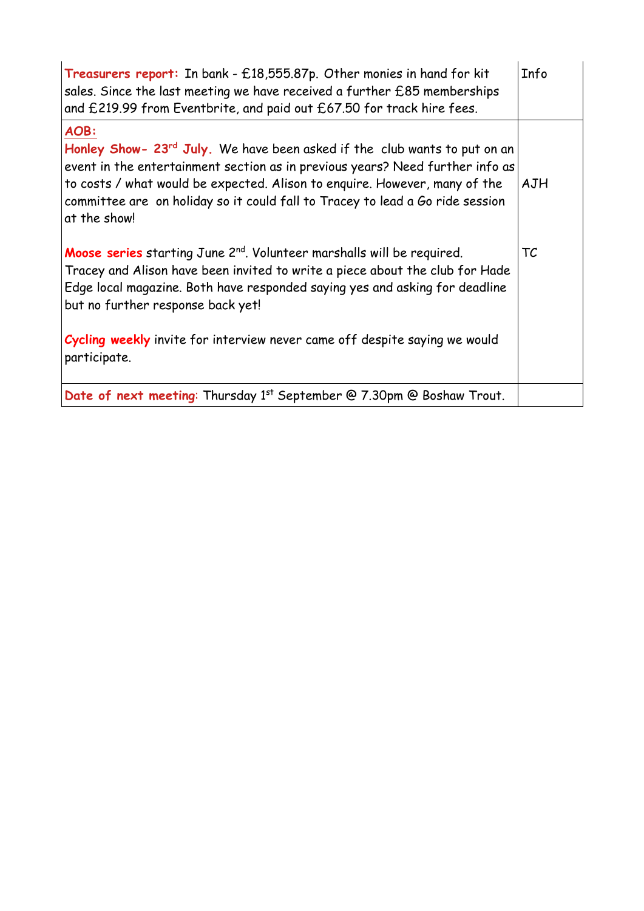| | |
|---|---|
| **Treasurers report:** In bank - £18,555.87p. Other monies in hand for kit sales. Since the last meeting we have received a further £85 memberships and £219.99 from Eventbrite, and paid out £67.50 for track hire fees. | Info |
| **AOB:**<br>**Honley Show- 23rd July.** We have been asked if the club wants to put on an event in the entertainment section as in previous years? Need further info as to costs / what would be expected. Alison to enquire. However, many of the committee are on holiday so it could fall to Tracey to lead a Go ride session at the show!<br><br>**Moose series** starting June 2nd. Volunteer marshalls will be required.<br>Tracey and Alison have been invited to write a piece about the club for Hade Edge local magazine. Both have responded saying yes and asking for deadline but no further response back yet!<br><br>**Cycling weekly** invite for interview never came off despite saying we would participate. | AJH<br><br>TC |
| **Date of next meeting:** Thursday 1st September @ 7.30pm @ Boshaw Trout. | |